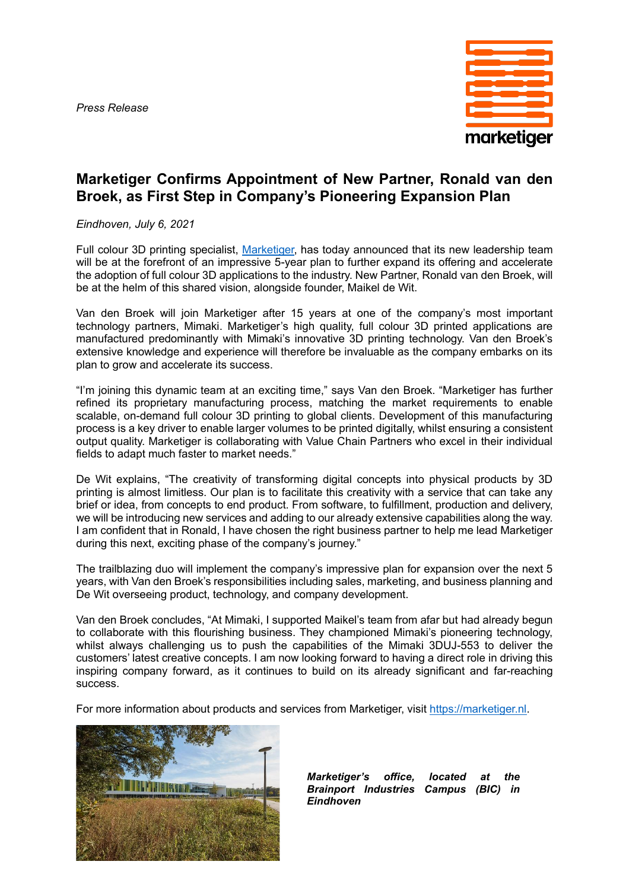*Press Release*

# Marketiger Confirms Appointment of New Partner, Ronald van den Broek, as First Step in Company's Pioneering Expansion Plan

*Eindhoven, July 6, 2021*

Full colour 3D printing specialist, [Marketiger](https://marketiger.nl), has today announced that its new leadership team will be at the forefront of an impressive 5-year plan to further expand its offering and accelerate the adoption of full colour 3D applications to the industry. New Partner, Ronald van den Broek, will be at the helm of this shared vision, alongside founder, Maikel de Wit.

Van den Broek will join Marketiger after 15 years at one of the company's most important technology partners, Mimaki. Marketiger's high quality, full colour 3D printed applications are manufactured predominantly with Mimaki's innovative 3D printing technology. Van den Broek's extensive knowledge and experience will therefore be invaluable as the company embarks on its plan to grow and accelerate its success.

"I'm joining this dynamic team at an exciting time," says Van den Broek. "Marketiger has further refined its proprietary manufacturing process, matching the market requirements to enable scalable, on-demand full colour 3D printing to global clients. Development of this manufacturing process is a key driver to enable larger volumes to be printed digitally, whilst ensuring a consistent output quality. Marketiger is collaborating with Value Chain Partners who excel in their individual fields to adapt much faster to market needs."

De Wit explains, "The creativity of transforming digital concepts into physical products by 3D printing is almost limitless. Our plan is to facilitate this creativity with a service that can take any brief or idea, from concepts to end product. From software, to fulfillment, production and delivery, we will be introducing new services and adding to our already extensive capabilities along the way. I am confident that in Ronald, I have chosen the right business partner to help me lead Marketiger during this next, exciting phase of the company's journey."

The trailblazing duo will implement the company's impressive plan for expansion over the next 5 years, with Van den Broek's responsibilities including sales, marketing, and business planning and De Wit overseeing product, technology, and company development.

Van den Broek concludes, "At Mimaki, I supported Maikel's team from afar but had already begun to collaborate with this flourishing business. They championed Mimaki's pioneering technology, whilst always challenging us to push the capabilities of the Mimaki 3DUJ-553 to deliver the customers' latest creative concepts. I am now looking forward to having a direct role in driving this inspiring company forward, as it continues to build on its already significant and far-reaching success.

For more information about products and services from Marketiger, visit [https://marketiger.nl](https://marketiger.nl).

***Marketiger's office, located at the Brainport Industries Campus (BIC) in Eindhoven***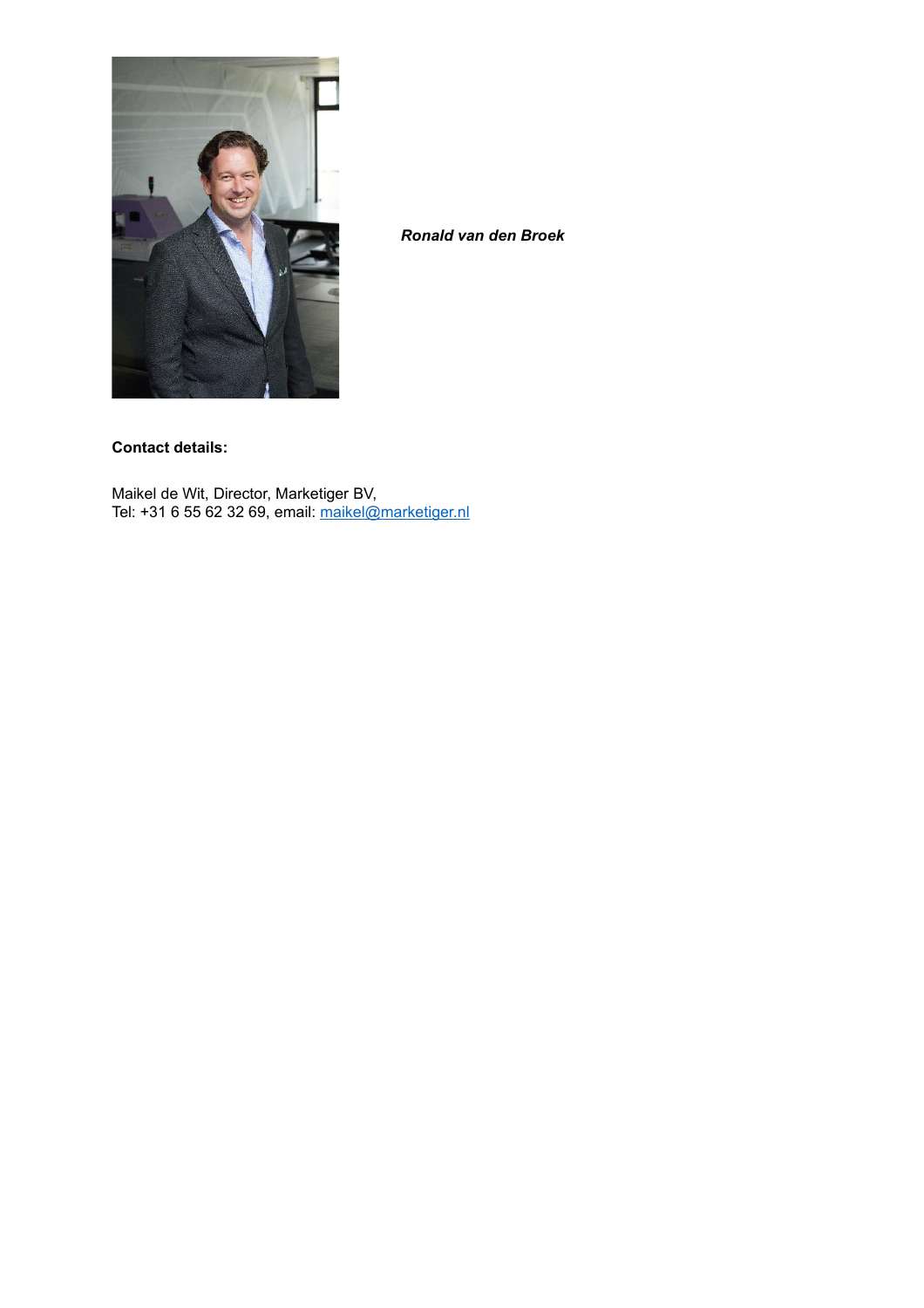*Ronald van den Broek*

**Contact details:**

Maikel de Wit, Director, Marketiger BV,
Tel: +31 6 55 62 32 69, email: maikel@marketiger.nl